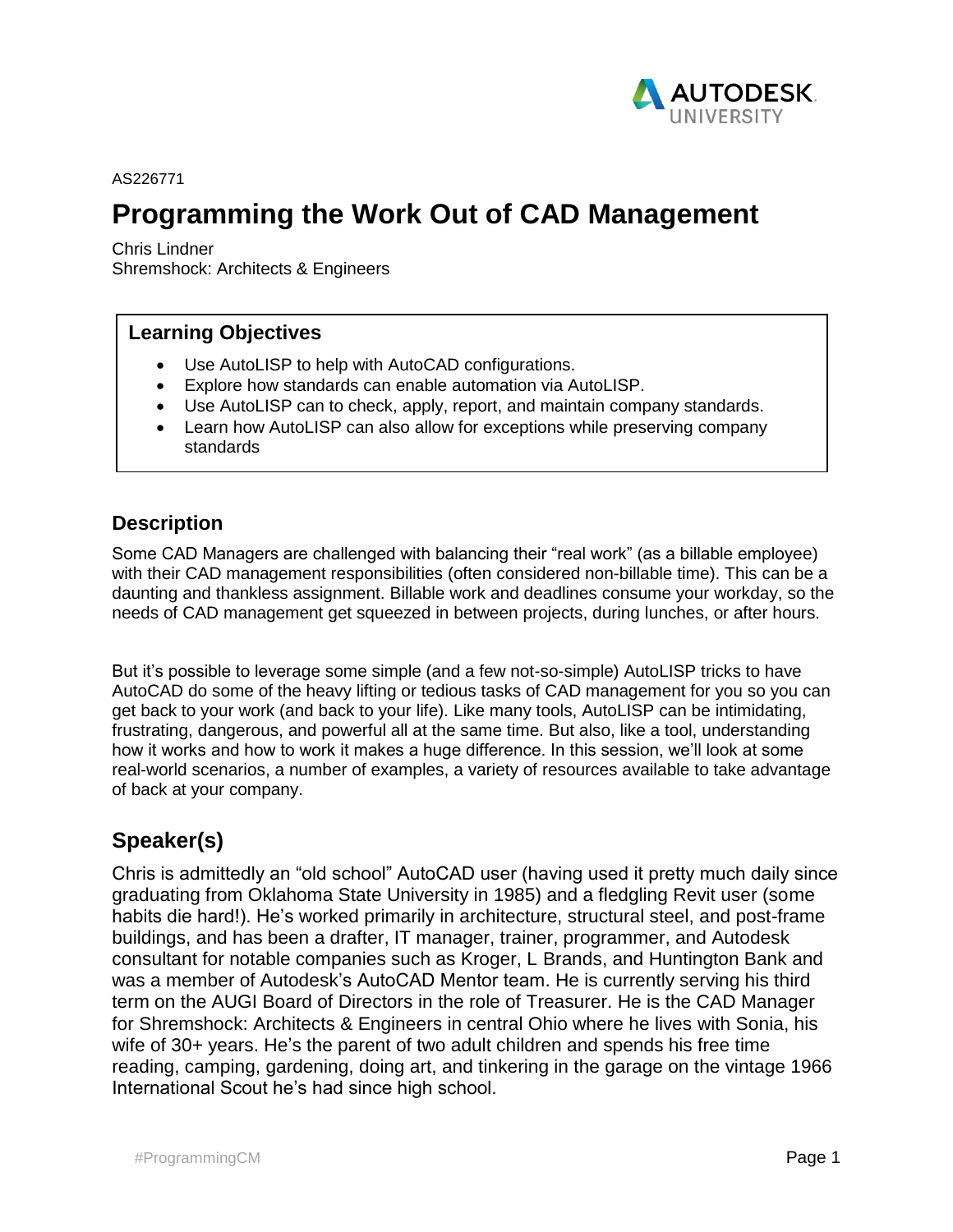AS226771

# Programming the Work Out of CAD Management

Chris Lindner
Shremshock: Architects & Engineers

## Learning Objectives

- Use AutoLISP to help with AutoCAD configurations.
- Explore how standards can enable automation via AutoLISP.
- Use AutoLISP can to check, apply, report, and maintain company standards.
- Learn how AutoLISP can also allow for exceptions while preserving company standards

## Description

Some CAD Managers are challenged with balancing their "real work" (as a billable employee) with their CAD management responsibilities (often considered non-billable time). This can be a daunting and thankless assignment. Billable work and deadlines consume your workday, so the needs of CAD management get squeezed in between projects, during lunches, or after hours.

But it's possible to leverage some simple (and a few not-so-simple) AutoLISP tricks to have AutoCAD do some of the heavy lifting or tedious tasks of CAD management for you so you can get back to your work (and back to your life). Like many tools, AutoLISP can be intimidating, frustrating, dangerous, and powerful all at the same time. But also, like a tool, understanding how it works and how to work it makes a huge difference. In this session, we'll look at some real-world scenarios, a number of examples, a variety of resources available to take advantage of back at your company.

## Speaker(s)

Chris is admittedly an "old school" AutoCAD user (having used it pretty much daily since graduating from Oklahoma State University in 1985) and a fledgling Revit user (some habits die hard!). He's worked primarily in architecture, structural steel, and post-frame buildings, and has been a drafter, IT manager, trainer, programmer, and Autodesk consultant for notable companies such as Kroger, L Brands, and Huntington Bank and was a member of Autodesk's AutoCAD Mentor team. He is currently serving his third term on the AUGI Board of Directors in the role of Treasurer. He is the CAD Manager for Shremshock: Architects & Engineers in central Ohio where he lives with Sonia, his wife of 30+ years. He's the parent of two adult children and spends his free time reading, camping, gardening, doing art, and tinkering in the garage on the vintage 1966 International Scout he's had since high school.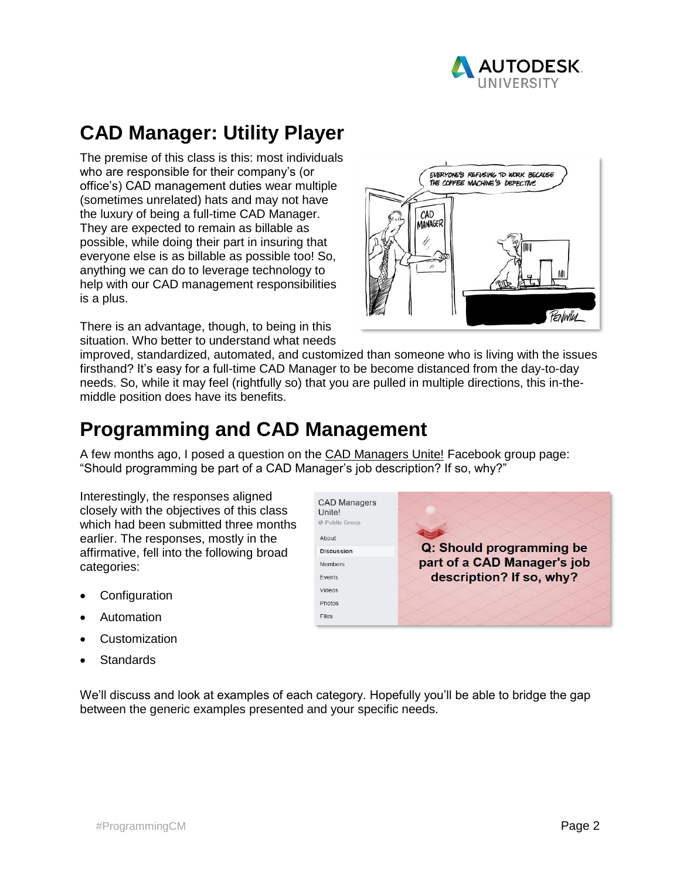# CAD Manager: Utility Player

The premise of this class is this: most individuals who are responsible for their company's (or office's) CAD management duties wear multiple (sometimes unrelated) hats and may not have the luxury of being a full-time CAD Manager. They are expected to remain as billable as possible, while doing their part in insuring that everyone else is as billable as possible too! So, anything we can do to leverage technology to help with our CAD management responsibilities is a plus.

There is an advantage, though, to being in this situation. Who better to understand what needs improved, standardized, automated, and customized than someone who is living with the issues firsthand? It's easy for a full-time CAD Manager to be become distanced from the day-to-day needs. So, while it may feel (rightfully so) that you are pulled in multiple directions, this in-the-middle position does have its benefits.

# Programming and CAD Management

A few months ago, I posed a question on the CAD Managers Unite! Facebook group page: "Should programming be part of a CAD Manager's job description? If so, why?"

Interestingly, the responses aligned closely with the objectives of this class which had been submitted three months earlier. The responses, mostly in the affirmative, fell into the following broad categories:

- Configuration
- Automation
- Customization
- Standards

We'll discuss and look at examples of each category. Hopefully you'll be able to bridge the gap between the generic examples presented and your specific needs.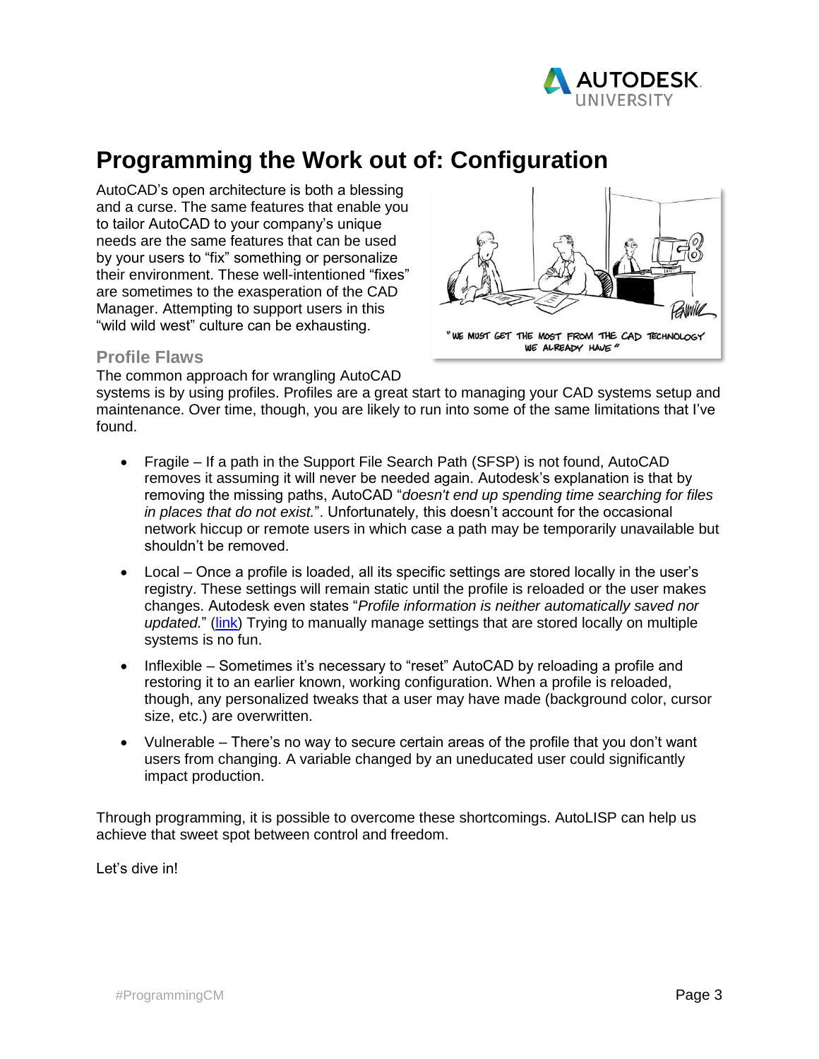# Programming the Work out of: Configuration

AutoCAD's open architecture is both a blessing and a curse. The same features that enable you to tailor AutoCAD to your company's unique needs are the same features that can be used by your users to "fix" something or personalize their environment. These well-intentioned "fixes" are sometimes to the exasperation of the CAD Manager. Attempting to support users in this "wild wild west" culture can be exhausting.

"WE MUST GET THE MOST FROM THE CAD TECHNOLOGY WE ALREADY HAVE"

## Profile Flaws

The common approach for wrangling AutoCAD systems is by using profiles. Profiles are a great start to managing your CAD systems setup and maintenance. Over time, though, you are likely to run into some of the same limitations that I've found.

- Fragile – If a path in the Support File Search Path (SFSP) is not found, AutoCAD removes it assuming it will never be needed again. Autodesk's explanation is that by removing the missing paths, AutoCAD "*doesn't end up spending time searching for files in places that do not exist.*". Unfortunately, this doesn't account for the occasional network hiccup or remote users in which case a path may be temporarily unavailable but shouldn't be removed.

- Local – Once a profile is loaded, all its specific settings are stored locally in the user's registry. These settings will remain static until the profile is reloaded or the user makes changes. Autodesk even states "*Profile information is neither automatically saved nor updated.*" (link) Trying to manually manage settings that are stored locally on multiple systems is no fun.

- Inflexible – Sometimes it's necessary to "reset" AutoCAD by reloading a profile and restoring it to an earlier known, working configuration. When a profile is reloaded, though, any personalized tweaks that a user may have made (background color, cursor size, etc.) are overwritten.

- Vulnerable – There's no way to secure certain areas of the profile that you don't want users from changing. A variable changed by an uneducated user could significantly impact production.

Through programming, it is possible to overcome these shortcomings. AutoLISP can help us achieve that sweet spot between control and freedom.

Let's dive in!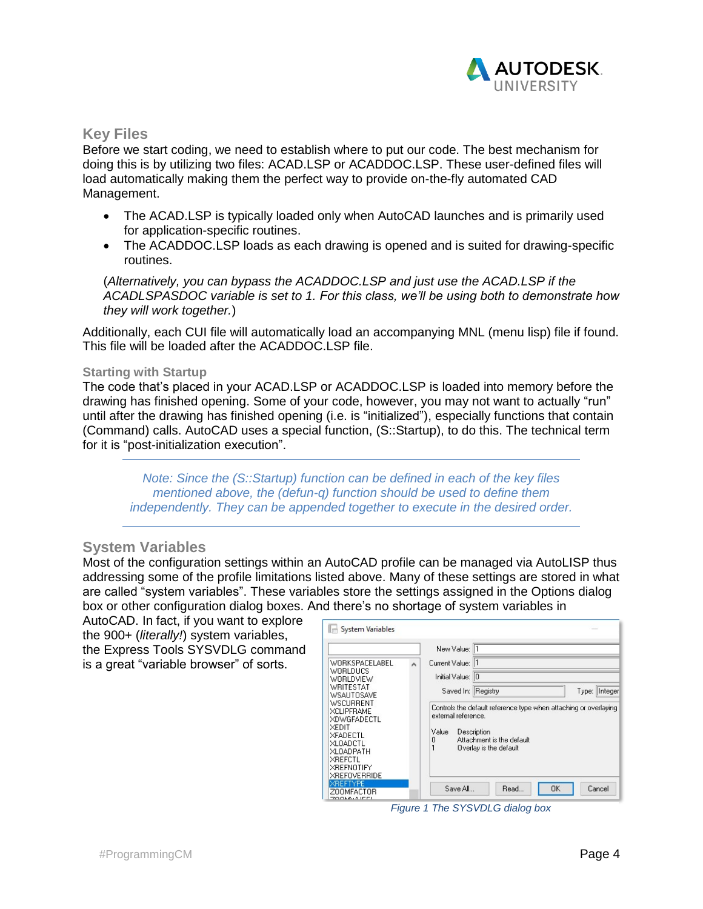## Key Files

Before we start coding, we need to establish where to put our code. The best mechanism for doing this is by utilizing two files: ACAD.LSP or ACADDOC.LSP. These user-defined files will load automatically making them the perfect way to provide on-the-fly automated CAD Management.

- The ACAD.LSP is typically loaded only when AutoCAD launches and is primarily used for application-specific routines.
- The ACADDOC.LSP loads as each drawing is opened and is suited for drawing-specific routines.

(*Alternatively, you can bypass the ACADDOC.LSP and just use the ACAD.LSP if the ACADLSPASDOC variable is set to 1. For this class, we'll be using both to demonstrate how they will work together.*)

Additionally, each CUI file will automatically load an accompanying MNL (menu lisp) file if found. This file will be loaded after the ACADDOC.LSP file.

### Starting with Startup

The code that's placed in your ACAD.LSP or ACADDOC.LSP is loaded into memory before the drawing has finished opening. Some of your code, however, you may not want to actually "run" until after the drawing has finished opening (i.e. is "initialized"), especially functions that contain (Command) calls. AutoCAD uses a special function, (S::Startup), to do this. The technical term for it is "post-initialization execution".

> *Note: Since the (S::Startup) function can be defined in each of the key files mentioned above, the (defun-q) function should be used to define them independently. They can be appended together to execute in the desired order.*

## System Variables

Most of the configuration settings within an AutoCAD profile can be managed via AutoLISP thus addressing some of the profile limitations listed above. Many of these settings are stored in what are called "system variables". These variables store the settings assigned in the Options dialog box or other configuration dialog boxes. And there's no shortage of system variables in AutoCAD. In fact, if you want to explore the 900+ (*literally!*) system variables, the Express Tools SYSVDLG command is a great "variable browser" of sorts.

*Figure 1 The SYSVDLG dialog box*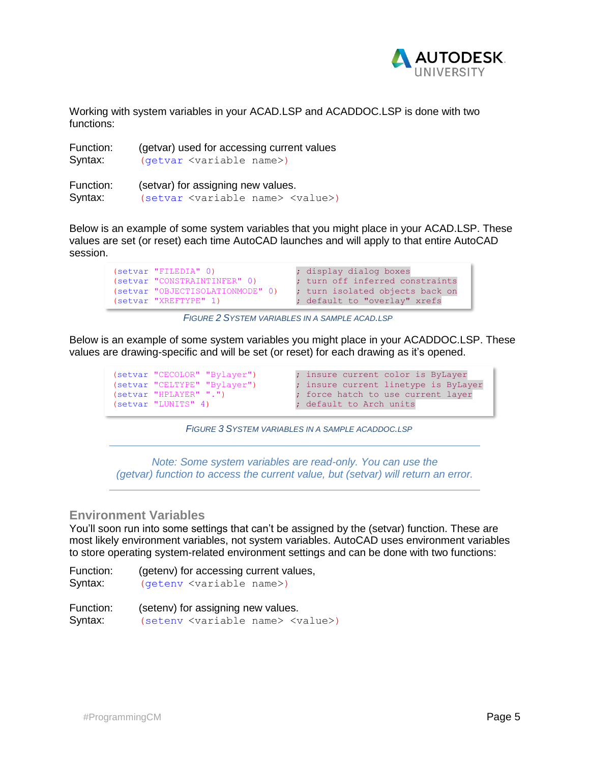Working with system variables in your ACAD.LSP and ACADDOC.LSP is done with two functions:

Function: (getvar) used for accessing current values
Syntax: `(getvar <variable name>)`

Function: (setvar) for assigning new values.
Syntax: `(setvar <variable name> <value>)`

Below is an example of some system variables that you might place in your ACAD.LSP. These values are set (or reset) each time AutoCAD launches and will apply to that entire AutoCAD session.

```
(setvar "FILEDIA" 0)                    ; display dialog boxes
(setvar "CONSTRAINTINFER" 0)            ; turn off inferred constraints
(setvar "OBJECTISOLATIONMODE" 0)        ; turn isolated objects back on
(setvar "XREFTYPE" 1)                   ; default to "overlay" xrefs
```

*FIGURE 2 SYSTEM VARIABLES IN A SAMPLE ACAD.LSP*

Below is an example of some system variables you might place in your ACADDOC.LSP. These values are drawing-specific and will be set (or reset) for each drawing as it's opened.

```
(setvar "CECOLOR" "Bylayer")            ; insure current color is ByLayer
(setvar "CELTYPE" "Bylayer")            ; insure current linetype is ByLayer
(setvar "HPLAYER" ".")                  ; force hatch to use current layer
(setvar "LUNITS" 4)                     ; default to Arch units
```

*FIGURE 3 SYSTEM VARIABLES IN A SAMPLE ACADDOC.LSP*

---

*Note: Some system variables are read-only. You can use the (getvar) function to access the current value, but (setvar) will return an error.*

---

## Environment Variables

You'll soon run into some settings that can't be assigned by the (setvar) function. These are most likely environment variables, not system variables. AutoCAD uses environment variables to store operating system-related environment settings and can be done with two functions:

Function: (getenv) for accessing current values,
Syntax: `(getenv <variable name>)`

Function: (setenv) for assigning new values.
Syntax: `(setenv <variable name> <value>)`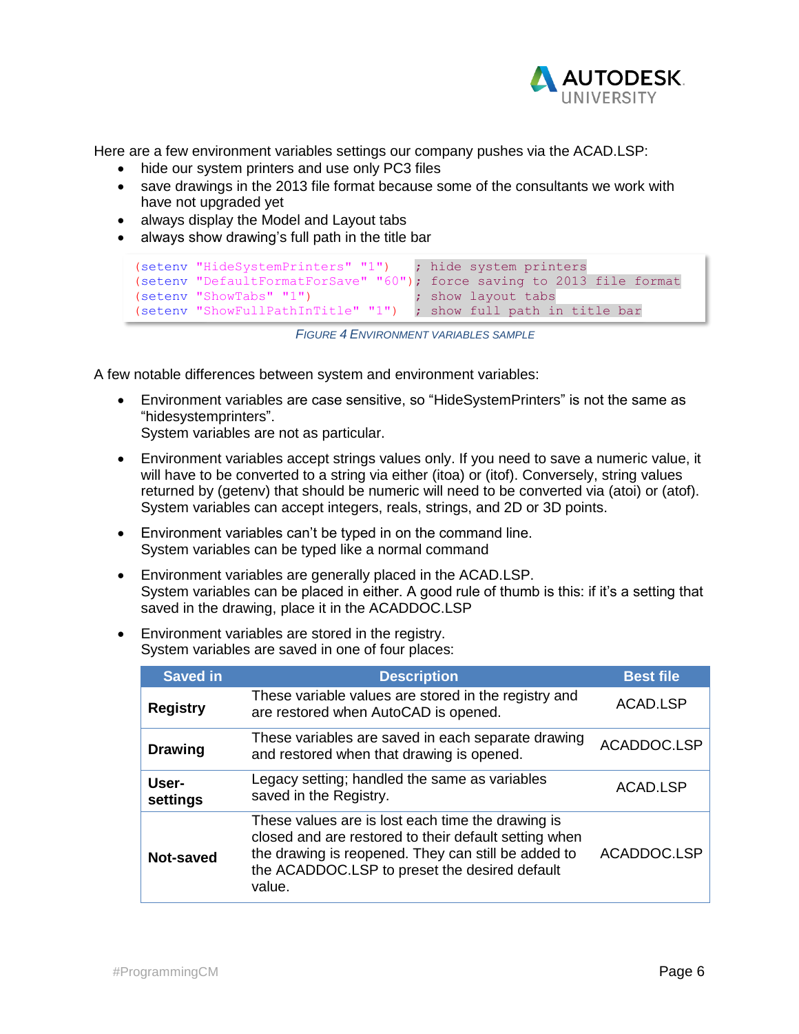Here are a few environment variables settings our company pushes via the ACAD.LSP:

- hide our system printers and use only PC3 files
- save drawings in the 2013 file format because some of the consultants we work with have not upgraded yet
- always display the Model and Layout tabs
- always show drawing's full path in the title bar

```
(setenv "HideSystemPrinters" "1")   ; hide system printers
(setenv "DefaultFormatForSave" "60"); force saving to 2013 file format
(setenv "ShowTabs" "1")             ; show layout tabs
(setenv "ShowFullPathInTitle" "1")  ; show full path in title bar
```

*FIGURE 4 ENVIRONMENT VARIABLES SAMPLE*

A few notable differences between system and environment variables:

- Environment variables are case sensitive, so "HideSystemPrinters" is not the same as "hidesystemprinters".
  System variables are not as particular.
- Environment variables accept strings values only. If you need to save a numeric value, it will have to be converted to a string via either (itoa) or (itof). Conversely, string values returned by (getenv) that should be numeric will need to be converted via (atoi) or (atof). System variables can accept integers, reals, strings, and 2D or 3D points.
- Environment variables can't be typed in on the command line.
  System variables can be typed like a normal command
- Environment variables are generally placed in the ACAD.LSP.
  System variables can be placed in either. A good rule of thumb is this: if it's a setting that saved in the drawing, place it in the ACADDOC.LSP
- Environment variables are stored in the registry.
  System variables are saved in one of four places:

| Saved in | Description | Best file |
|---|---|---|
| **Registry** | These variable values are stored in the registry and are restored when AutoCAD is opened. | ACAD.LSP |
| **Drawing** | These variables are saved in each separate drawing and restored when that drawing is opened. | ACADDOC.LSP |
| **User-settings** | Legacy setting; handled the same as variables saved in the Registry. | ACAD.LSP |
| **Not-saved** | These values are is lost each time the drawing is closed and are restored to their default setting when the drawing is reopened. They can still be added to the ACADDOC.LSP to preset the desired default value. | ACADDOC.LSP |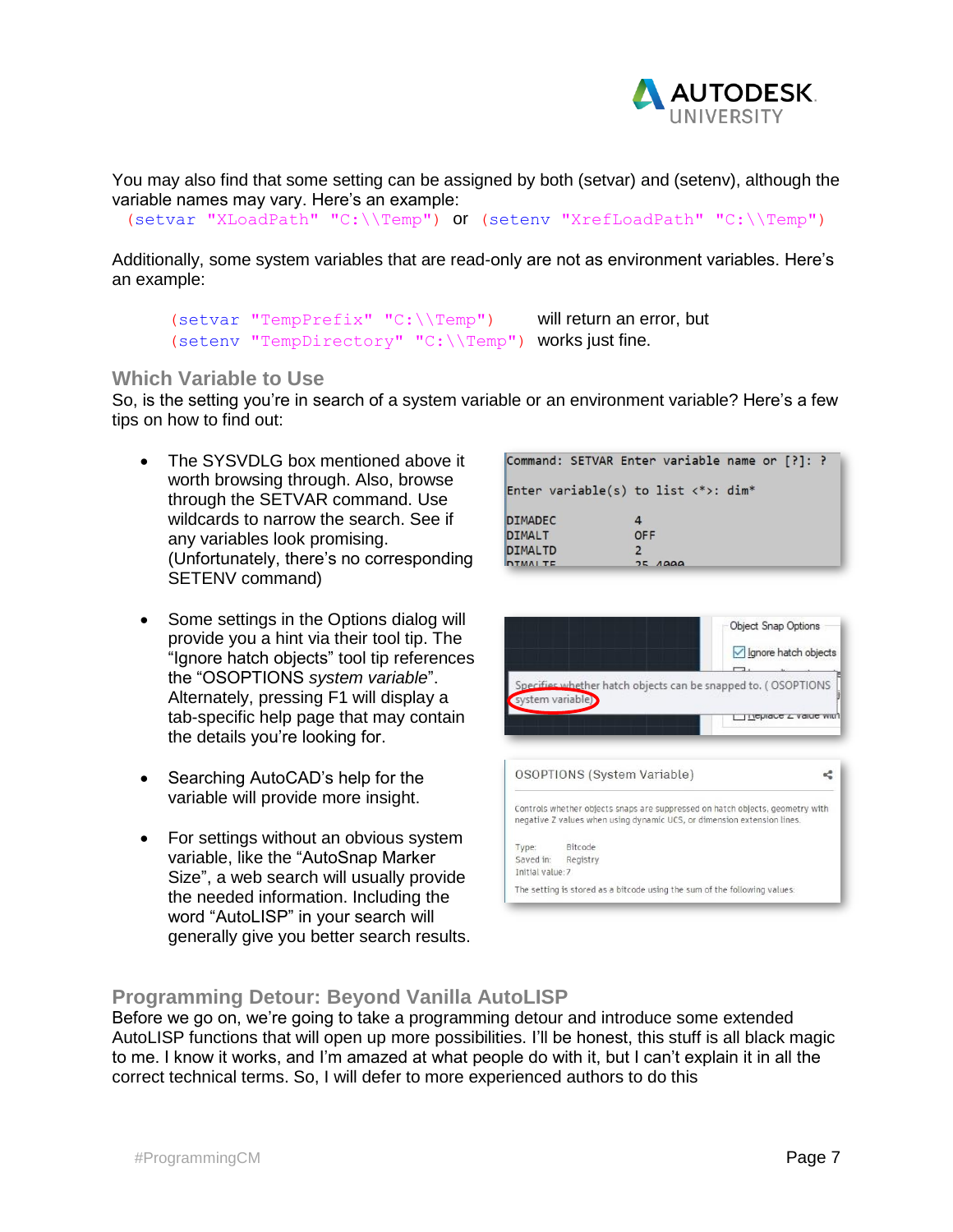You may also find that some setting can be assigned by both (setvar) and (setenv), although the variable names may vary. Here's an example:

`(setvar "XLoadPath" "C:\\Temp")` or `(setenv "XrefLoadPath" "C:\\Temp")`

Additionally, some system variables that are read-only are not as environment variables. Here's an example:

`(setvar "TempPrefix" "C:\\Temp")` will return an error, but
`(setenv "TempDirectory" "C:\\Temp")` works just fine.

## Which Variable to Use

So, is the setting you're in search of a system variable or an environment variable? Here's a few tips on how to find out:

- The SYSVDLG box mentioned above it worth browsing through. Also, browse through the SETVAR command. Use wildcards to narrow the search. See if any variables look promising. (Unfortunately, there's no corresponding SETENV command)

- Some settings in the Options dialog will provide you a hint via their tool tip. The "Ignore hatch objects" tool tip references the "OSOPTIONS *system variable*". Alternately, pressing F1 will display a tab-specific help page that may contain the details you're looking for.

- Searching AutoCAD's help for the variable will provide more insight.

- For settings without an obvious system variable, like the "AutoSnap Marker Size", a web search will usually provide the needed information. Including the word "AutoLISP" in your search will generally give you better search results.

## Programming Detour: Beyond Vanilla AutoLISP

Before we go on, we're going to take a programming detour and introduce some extended AutoLISP functions that will open up more possibilities. I'll be honest, this stuff is all black magic to me. I know it works, and I'm amazed at what people do with it, but I can't explain it in all the correct technical terms. So, I will defer to more experienced authors to do this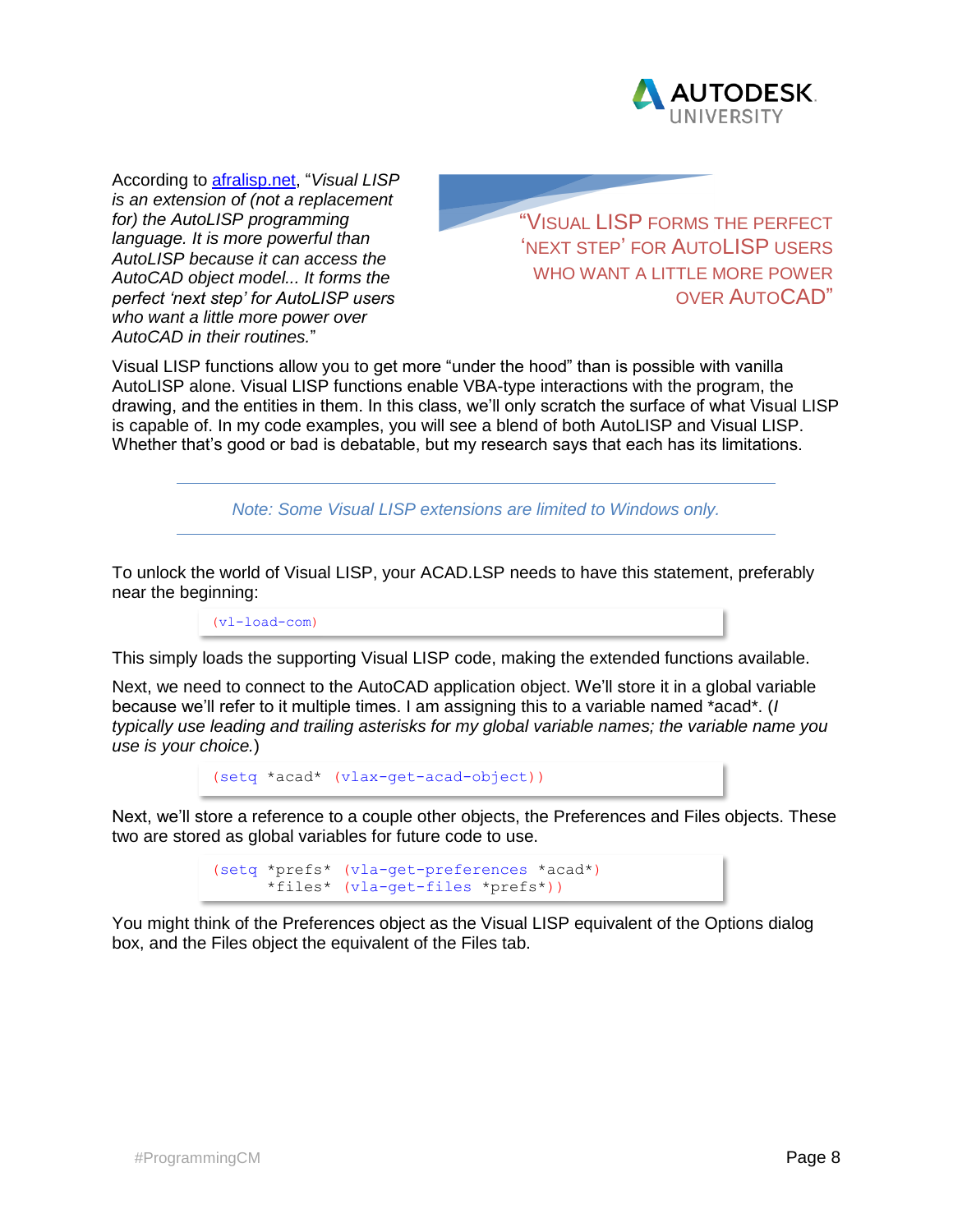According to [afralisp.net](afralisp.net), "*Visual LISP is an extension of (not a replacement for) the AutoLISP programming language. It is more powerful than AutoLISP because it can access the AutoCAD object model... It forms the perfect 'next step' for AutoLISP users who want a little more power over AutoCAD in their routines.*"

> "VISUAL LISP FORMS THE PERFECT 'NEXT STEP' FOR AUTOLISP USERS WHO WANT A LITTLE MORE POWER OVER AUTOCAD"

Visual LISP functions allow you to get more "under the hood" than is possible with vanilla AutoLISP alone. Visual LISP functions enable VBA-type interactions with the program, the drawing, and the entities in them. In this class, we'll only scratch the surface of what Visual LISP is capable of. In my code examples, you will see a blend of both AutoLISP and Visual LISP. Whether that's good or bad is debatable, but my research says that each has its limitations.

---

*Note: Some Visual LISP extensions are limited to Windows only.*

---

To unlock the world of Visual LISP, your ACAD.LSP needs to have this statement, preferably near the beginning:

```
(vl-load-com)
```

This simply loads the supporting Visual LISP code, making the extended functions available.

Next, we need to connect to the AutoCAD application object. We'll store it in a global variable because we'll refer to it multiple times. I am assigning this to a variable named *acad*. (*I typically use leading and trailing asterisks for my global variable names; the variable name you use is your choice.*)

```
(setq *acad* (vlax-get-acad-object))
```

Next, we'll store a reference to a couple other objects, the Preferences and Files objects. These two are stored as global variables for future code to use.

```
(setq *prefs* (vla-get-preferences *acad*)
      *files* (vla-get-files *prefs*))
```

You might think of the Preferences object as the Visual LISP equivalent of the Options dialog box, and the Files object the equivalent of the Files tab.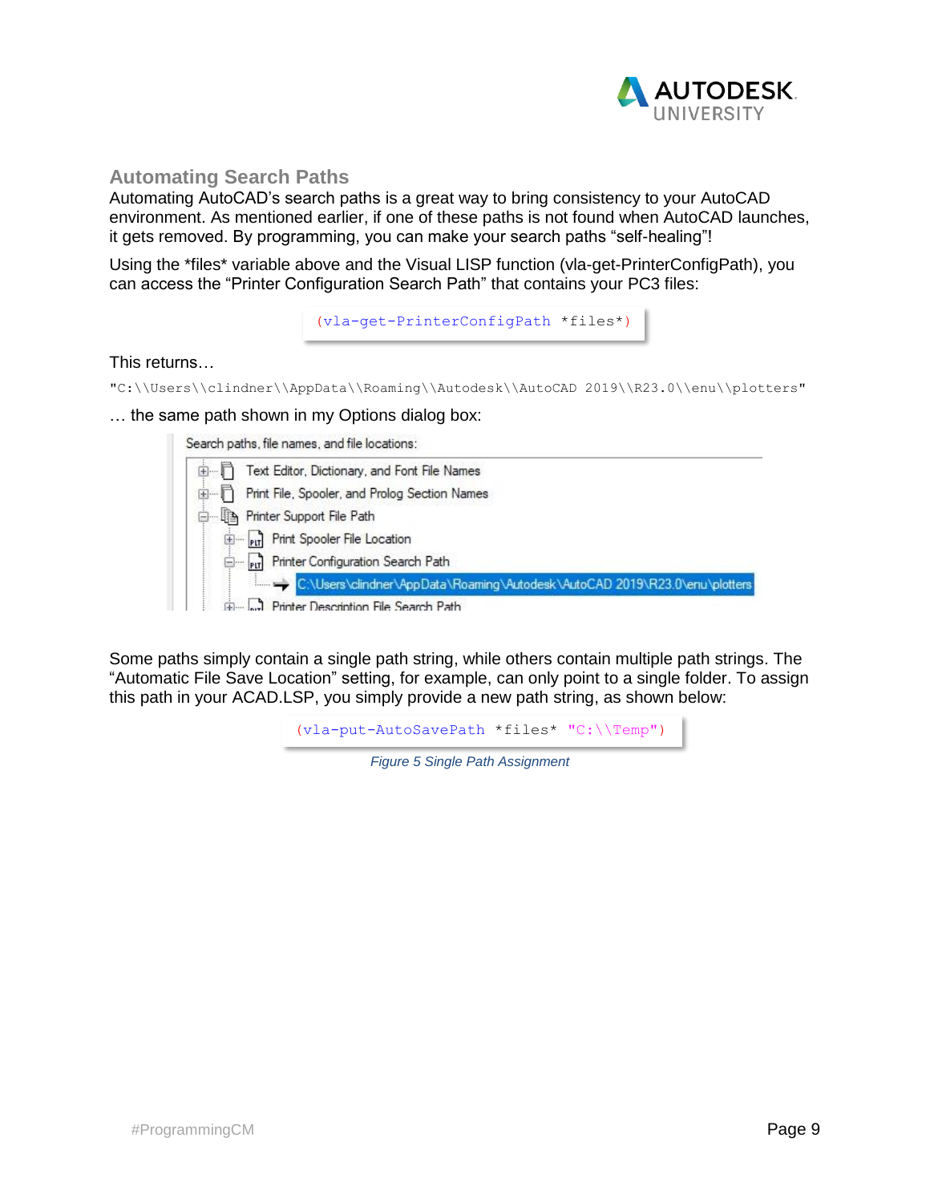### Automating Search Paths

Automating AutoCAD's search paths is a great way to bring consistency to your AutoCAD environment. As mentioned earlier, if one of these paths is not found when AutoCAD launches, it gets removed. By programming, you can make your search paths "self-healing"!

Using the *files* variable above and the Visual LISP function (vla-get-PrinterConfigPath), you can access the "Printer Configuration Search Path" that contains your PC3 files:

```
(vla-get-PrinterConfigPath *files*)
```

This returns…

```
"C:\\Users\\clindner\\AppData\\Roaming\\Autodesk\\AutoCAD 2019\\R23.0\\enu\\plotters"
```

… the same path shown in my Options dialog box:

Some paths simply contain a single path string, while others contain multiple path strings. The "Automatic File Save Location" setting, for example, can only point to a single folder. To assign this path in your ACAD.LSP, you simply provide a new path string, as shown below:

```
(vla-put-AutoSavePath *files* "C:\\Temp")
```

*Figure 5 Single Path Assignment*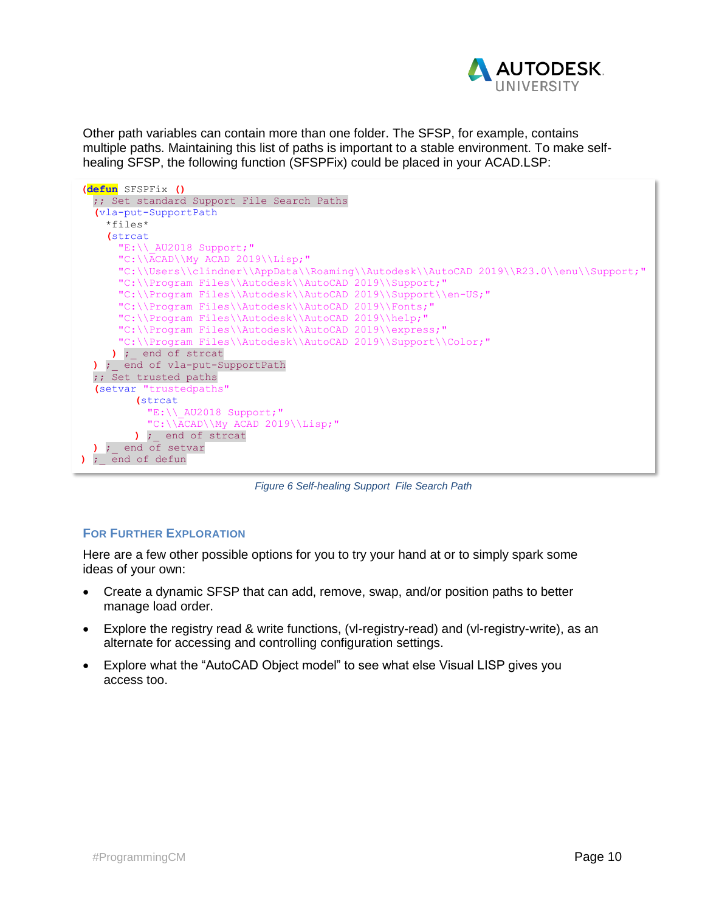Other path variables can contain more than one folder. The SFSP, for example, contains multiple paths. Maintaining this list of paths is important to a stable environment. To make self-healing SFSP, the following function (SFSPFix) could be placed in your ACAD.LSP:

```
(defun SFSPFix ()
  ;; Set standard Support File Search Paths
  (vla-put-SupportPath
    *files*
    (strcat
      "E:\\_AU2018 Support;"
      "C:\\ACAD\\My ACAD 2019\\Lisp;"
      "C:\\Users\\clindner\\AppData\\Roaming\\Autodesk\\AutoCAD 2019\\R23.0\\enu\\Support;"
      "C:\\Program Files\\Autodesk\\AutoCAD 2019\\Support;"
      "C:\\Program Files\\Autodesk\\AutoCAD 2019\\Support\\en-US;"
      "C:\\Program Files\\Autodesk\\AutoCAD 2019\\Fonts;"
      "C:\\Program Files\\Autodesk\\AutoCAD 2019\\help;"
      "C:\\Program Files\\Autodesk\\AutoCAD 2019\\express;"
      "C:\\Program Files\\Autodesk\\AutoCAD 2019\\Support\\Color;"
     ) ;_ end of strcat
  ) ;_ end of vla-put-SupportPath
  ;; Set trusted paths
  (setvar "trustedpaths"
          (strcat
            "E:\\_AU2018 Support;"
            "C:\\ACAD\\My ACAD 2019\\Lisp;"
          ) ;_ end of strcat
  ) ;_ end of setvar
) ;_ end of defun
```

*Figure 6 Self-healing Support File Search Path*

### For Further Exploration

Here are a few other possible options for you to try your hand at or to simply spark some ideas of your own:

- Create a dynamic SFSP that can add, remove, swap, and/or position paths to better manage load order.
- Explore the registry read & write functions, (vl-registry-read) and (vl-registry-write), as an alternate for accessing and controlling configuration settings.
- Explore what the "AutoCAD Object model" to see what else Visual LISP gives you access too.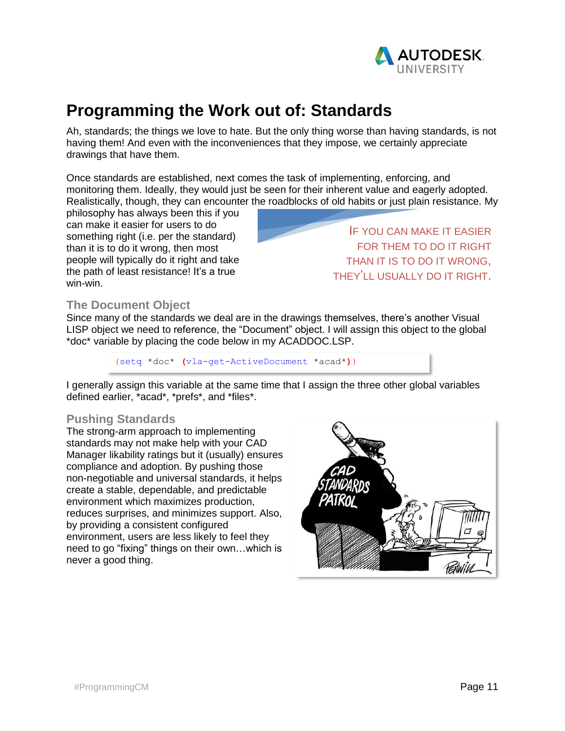# Programming the Work out of: Standards

Ah, standards; the things we love to hate. But the only thing worse than having standards, is not having them! And even with the inconveniences that they impose, we certainly appreciate drawings that have them.

Once standards are established, next comes the task of implementing, enforcing, and monitoring them. Ideally, they would just be seen for their inherent value and eagerly adopted. Realistically, though, they can encounter the roadblocks of old habits or just plain resistance. My philosophy has always been this if you can make it easier for users to do something right (i.e. per the standard) than it is to do it wrong, then most people will typically do it right and take the path of least resistance! It's a true win-win.

> IF YOU CAN MAKE IT EASIER FOR THEM TO DO IT RIGHT THAN IT IS TO DO IT WRONG, THEY'LL USUALLY DO IT RIGHT.

## The Document Object

Since many of the standards we deal are in the drawings themselves, there's another Visual LISP object we need to reference, the "Document" object. I will assign this object to the global *doc* variable by placing the code below in my ACADDOC.LSP.

```
(setq *doc* (vla-get-ActiveDocument *acad*))
```

I generally assign this variable at the same time that I assign the three other global variables defined earlier, *acad*, *prefs*, and *files*.

## Pushing Standards

The strong-arm approach to implementing standards may not make help with your CAD Manager likability ratings but it (usually) ensures compliance and adoption. By pushing those non-negotiable and universal standards, it helps create a stable, dependable, and predictable environment which maximizes production, reduces surprises, and minimizes support. Also, by providing a consistent configured environment, users are less likely to feel they need to go "fixing" things on their own…which is never a good thing.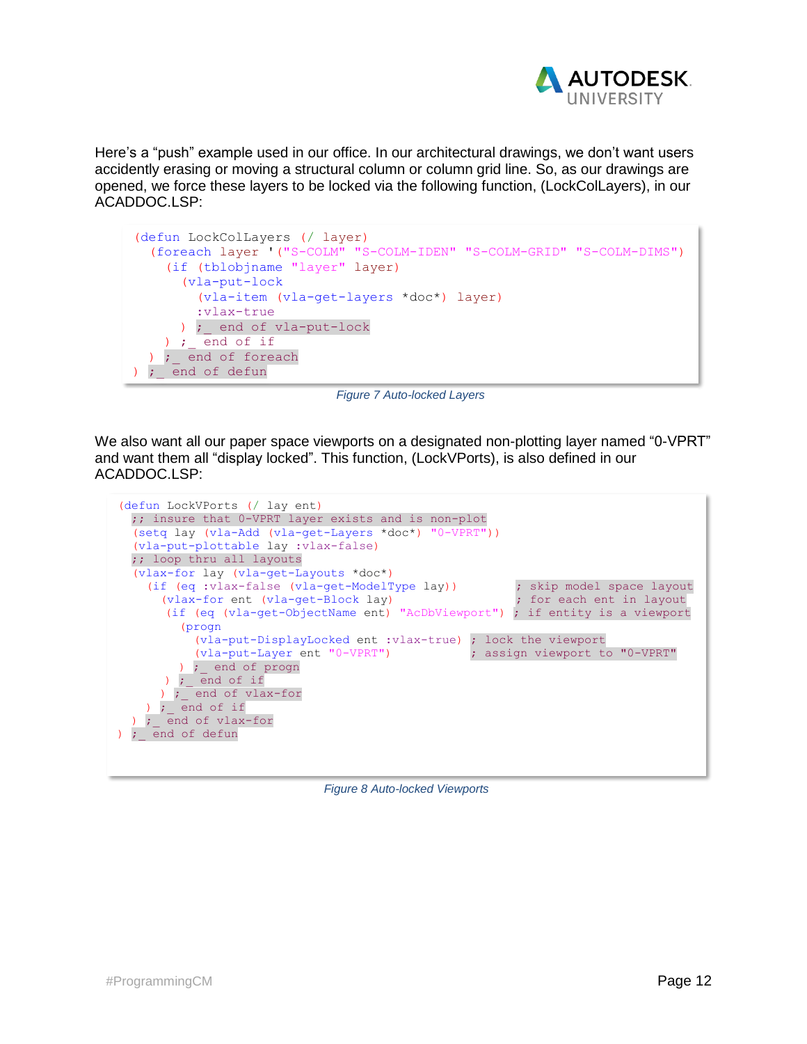Here's a "push" example used in our office. In our architectural drawings, we don't want users accidently erasing or moving a structural column or column grid line. So, as our drawings are opened, we force these layers to be locked via the following function, (LockColLayers), in our ACADDOC.LSP:

```
(defun LockColLayers (/ layer)
  (foreach layer '("S-COLM" "S-COLM-IDEN" "S-COLM-GRID" "S-COLM-DIMS")
    (if (tblobjname "layer" layer)
      (vla-put-lock
        (vla-item (vla-get-layers *doc*) layer)
        :vlax-true
      ) ;_ end of vla-put-lock
    ) ;_ end of if
  ) ;_ end of foreach
) ;_ end of defun
```

*Figure 7 Auto-locked Layers*

We also want all our paper space viewports on a designated non-plotting layer named "0-VPRT" and want them all "display locked". This function, (LockVPorts), is also defined in our ACADDOC.LSP:

```
(defun LockVPorts (/ lay ent)
  ;; insure that 0-VPRT layer exists and is non-plot
  (setq lay (vla-Add (vla-get-Layers *doc*) "0-VPRT"))
  (vla-put-plottable lay :vlax-false)
  ;; loop thru all layouts
  (vlax-for lay (vla-get-Layouts *doc*)
    (if (eq :vlax-false (vla-get-ModelType lay))          ; skip model space layout
      (vlax-for ent (vla-get-Block lay)                   ; for each ent in layout
       (if (eq (vla-get-ObjectName ent) "AcDbViewport")  ; if entity is a viewport
         (progn
           (vla-put-DisplayLocked ent :vlax-true)  ; lock the viewport
           (vla-put-Layer ent "0-VPRT")            ; assign viewport to "0-VPRT"
         ) ;_ end of progn
       ) ;_ end of if
      ) ;_ end of vlax-for
    ) ;_ end of if
  ) ;_ end of vlax-for
) ;_ end of defun
```

*Figure 8 Auto-locked Viewports*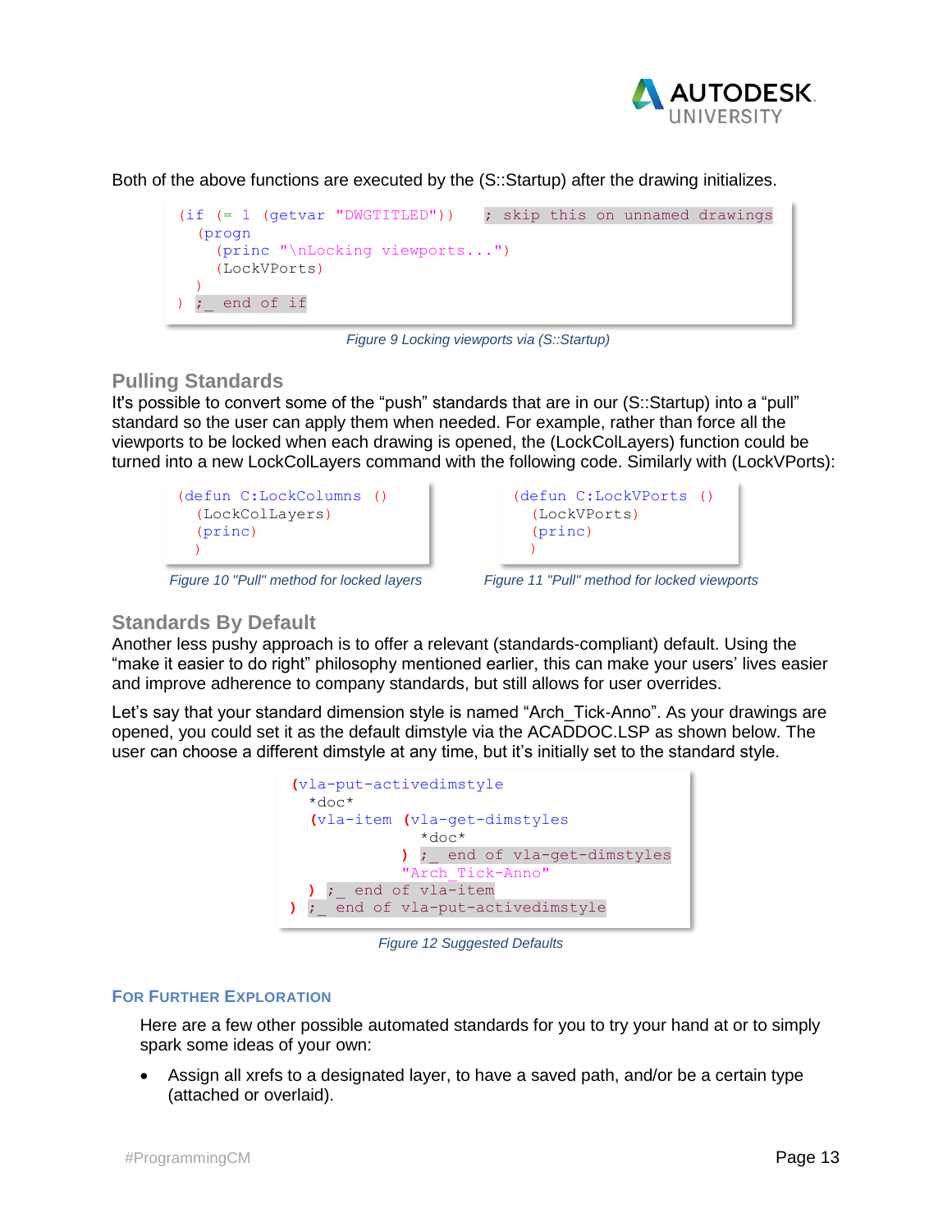Both of the above functions are executed by the (S::Startup) after the drawing initializes.

```
(if (= 1 (getvar "DWGTITLED"))   ; skip this on unnamed drawings
  (progn
    (princ "\nLocking viewports...")
    (LockVPorts)
  )
) ;_ end of if
```

*Figure 9 Locking viewports via (S::Startup)*

### Pulling Standards

It's possible to convert some of the "push" standards that are in our (S::Startup) into a "pull" standard so the user can apply them when needed. For example, rather than force all the viewports to be locked when each drawing is opened, the (LockColLayers) function could be turned into a new LockColLayers command with the following code. Similarly with (LockVPorts):

```
(defun C:LockColumns ()
  (LockColLayers)
  (princ)
  )
```

*Figure 10 "Pull" method for locked layers*

```
(defun C:LockVPorts ()
  (LockVPorts)
  (princ)
  )
```

*Figure 11 "Pull" method for locked viewports*

### Standards By Default

Another less pushy approach is to offer a relevant (standards-compliant) default. Using the "make it easier to do right" philosophy mentioned earlier, this can make your users' lives easier and improve adherence to company standards, but still allows for user overrides.

Let's say that your standard dimension style is named "Arch_Tick-Anno". As your drawings are opened, you could set it as the default dimstyle via the ACADDOC.LSP as shown below. The user can choose a different dimstyle at any time, but it's initially set to the standard style.

```
(vla-put-activedimstyle
  *doc*
  (vla-item (vla-get-dimstyles
              *doc*
            ) ;_ end of vla-get-dimstyles
            "Arch_Tick-Anno"
  ) ;_ end of vla-item
) ;_ end of vla-put-activedimstyle
```

*Figure 12 Suggested Defaults*

## For Further Exploration

Here are a few other possible automated standards for you to try your hand at or to simply spark some ideas of your own:

- Assign all xrefs to a designated layer, to have a saved path, and/or be a certain type (attached or overlaid).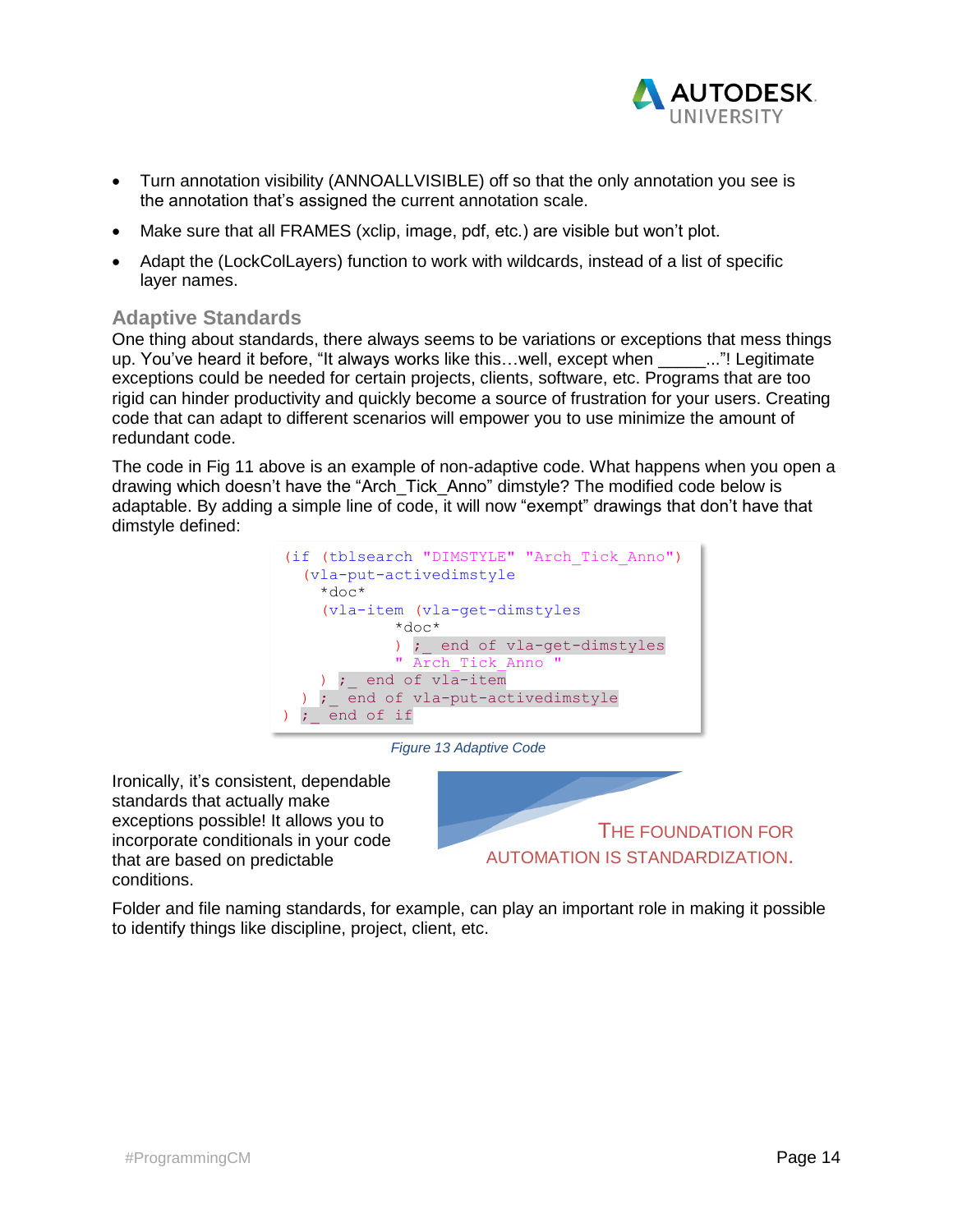- Turn annotation visibility (ANNOALLVISIBLE) off so that the only annotation you see is the annotation that's assigned the current annotation scale.
- Make sure that all FRAMES (xclip, image, pdf, etc.) are visible but won't plot.
- Adapt the (LockColLayers) function to work with wildcards, instead of a list of specific layer names.

## Adaptive Standards

One thing about standards, there always seems to be variations or exceptions that mess things up. You've heard it before, "It always works like this…well, except when _____..."! Legitimate exceptions could be needed for certain projects, clients, software, etc. Programs that are too rigid can hinder productivity and quickly become a source of frustration for your users. Creating code that can adapt to different scenarios will empower you to use minimize the amount of redundant code.

The code in Fig 11 above is an example of non-adaptive code. What happens when you open a drawing which doesn't have the "Arch_Tick_Anno" dimstyle? The modified code below is adaptable. By adding a simple line of code, it will now "exempt" drawings that don't have that dimstyle defined:

```
(if (tblsearch "DIMSTYLE" "Arch_Tick_Anno")
  (vla-put-activedimstyle
    *doc*
    (vla-item (vla-get-dimstyles
                *doc*
                ) ;_ end of vla-get-dimstyles
                " Arch_Tick_Anno "
    ) ;_ end of vla-item
  ) ;_ end of vla-put-activedimstyle
) ;_ end of if
```

*Figure 13 Adaptive Code*

Ironically, it's consistent, dependable standards that actually make exceptions possible! It allows you to incorporate conditionals in your code that are based on predictable conditions.

THE FOUNDATION FOR AUTOMATION IS STANDARDIZATION.

Folder and file naming standards, for example, can play an important role in making it possible to identify things like discipline, project, client, etc.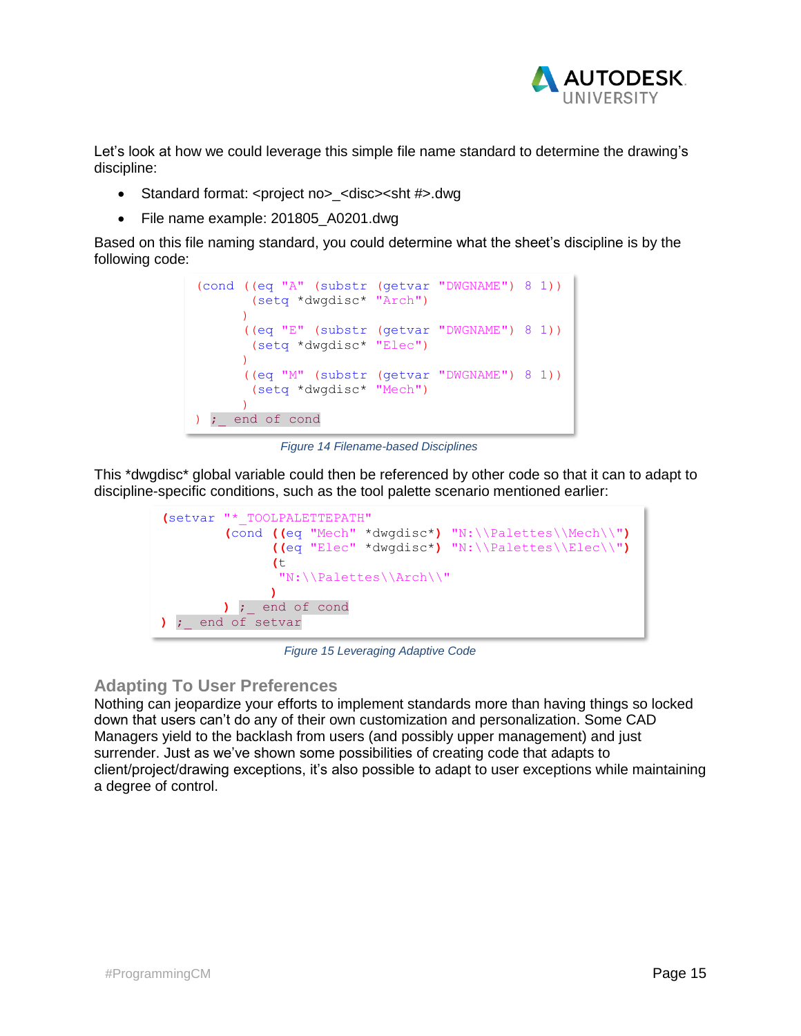Let's look at how we could leverage this simple file name standard to determine the drawing's discipline:

- Standard format: <project no>_<disc><sht #>.dwg
- File name example: 201805_A0201.dwg

Based on this file naming standard, you could determine what the sheet's discipline is by the following code:

```
(cond ((eq "A" (substr (getvar "DWGNAME") 8 1))
        (setq *dwgdisc* "Arch")
       )
       ((eq "E" (substr (getvar "DWGNAME") 8 1))
        (setq *dwgdisc* "Elec")
       )
       ((eq "M" (substr (getvar "DWGNAME") 8 1))
        (setq *dwgdisc* "Mech")
       )
) ;_ end of cond
```

*Figure 14 Filename-based Disciplines*

This *dwgdisc* global variable could then be referenced by other code so that it can to adapt to discipline-specific conditions, such as the tool palette scenario mentioned earlier:

```
(setvar "*_TOOLPALETTEPATH"
        (cond ((eq "Mech" *dwgdisc*) "N:\\Palettes\\Mech\\")
              ((eq "Elec" *dwgdisc*) "N:\\Palettes\\Elec\\")
              (t
               "N:\\Palettes\\Arch\\"
              )
        ) ;_ end of cond
) ;_ end of setvar
```

*Figure 15 Leveraging Adaptive Code*

## Adapting To User Preferences

Nothing can jeopardize your efforts to implement standards more than having things so locked down that users can't do any of their own customization and personalization. Some CAD Managers yield to the backlash from users (and possibly upper management) and just surrender. Just as we've shown some possibilities of creating code that adapts to client/project/drawing exceptions, it's also possible to adapt to user exceptions while maintaining a degree of control.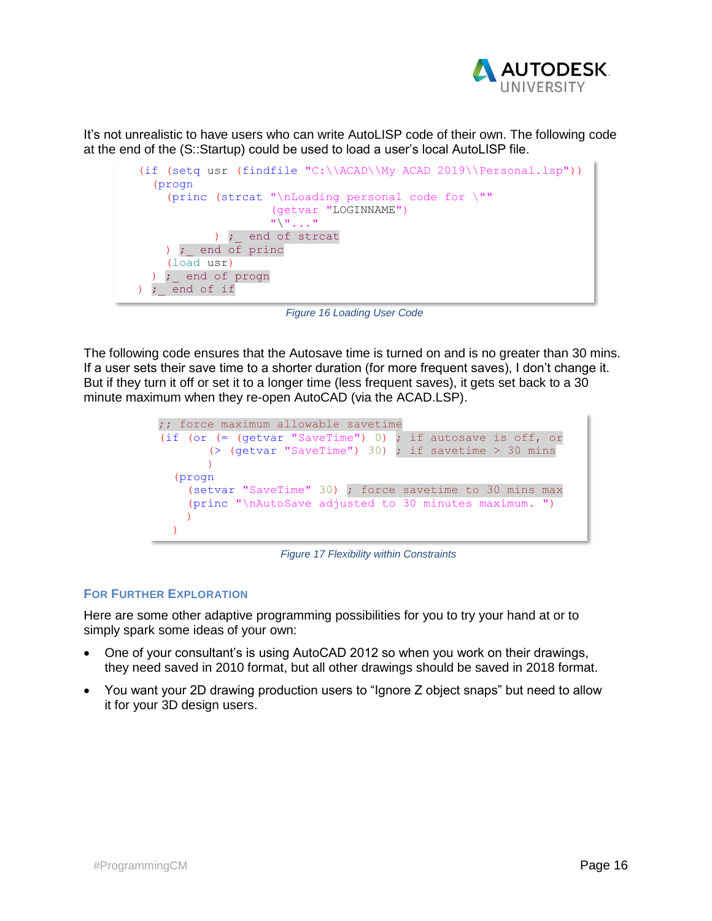It's not unrealistic to have users who can write AutoLISP code of their own. The following code at the end of the (S::Startup) could be used to load a user's local AutoLISP file.

```
(if (setq usr (findfile "C:\\ACAD\\My ACAD 2019\\Personal.lsp"))
  (progn
    (princ (strcat "\nLoading personal code for \""
                   (getvar "LOGINNAME")
                   "\"..."
           ) ;_ end of strcat
    ) ;_ end of princ
    (load usr)
  ) ;_ end of progn
) ;_ end of if
```

*Figure 16 Loading User Code*

The following code ensures that the Autosave time is turned on and is no greater than 30 mins. If a user sets their save time to a shorter duration (for more frequent saves), I don't change it. But if they turn it off or set it to a longer time (less frequent saves), it gets set back to a 30 minute maximum when they re-open AutoCAD (via the ACAD.LSP).

```
;; force maximum allowable savetime
(if (or (= (getvar "SaveTime") 0) ; if autosave is off, or
        (> (getvar "SaveTime") 30) ; if savetime > 30 mins
    )
  (progn
    (setvar "SaveTime" 30) ; force savetime to 30 mins max
    (princ "\nAutoSave adjusted to 30 minutes maximum. ")
    )
  )
```

*Figure 17 Flexibility within Constraints*

### For Further Exploration

Here are some other adaptive programming possibilities for you to try your hand at or to simply spark some ideas of your own:

- One of your consultant's is using AutoCAD 2012 so when you work on their drawings, they need saved in 2010 format, but all other drawings should be saved in 2018 format.
- You want your 2D drawing production users to "Ignore Z object snaps" but need to allow it for your 3D design users.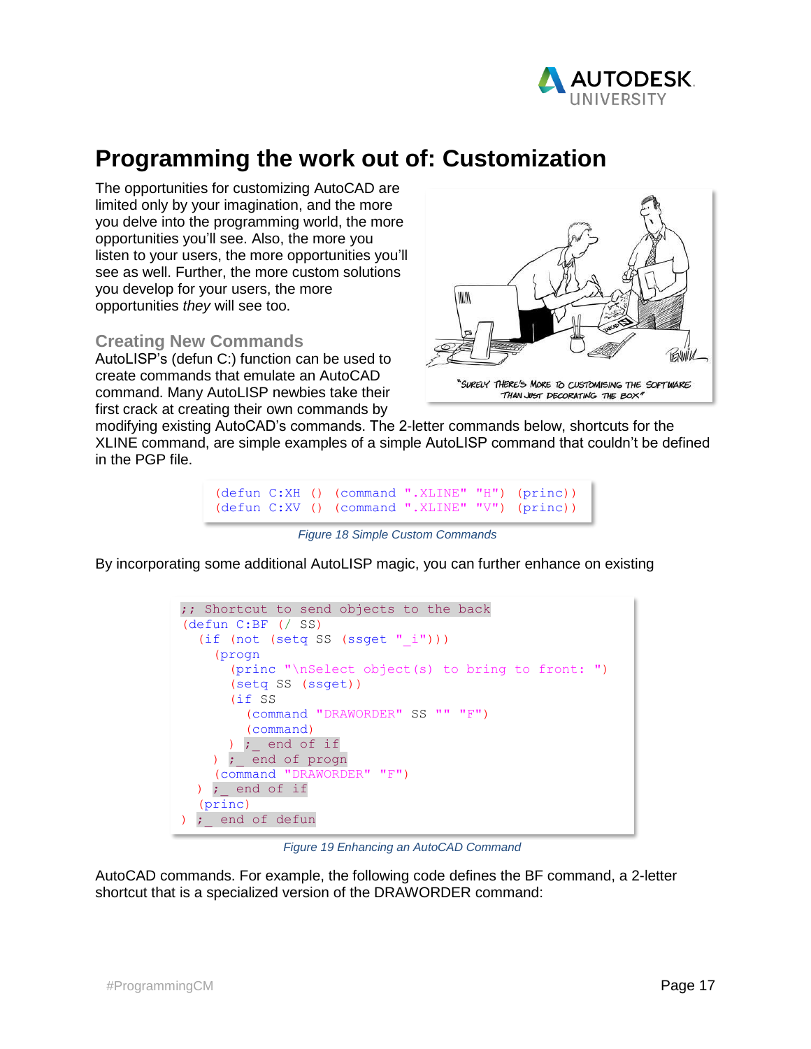# Programming the work out of: Customization

The opportunities for customizing AutoCAD are limited only by your imagination, and the more you delve into the programming world, the more opportunities you'll see. Also, the more you listen to your users, the more opportunities you'll see as well. Further, the more custom solutions you develop for your users, the more opportunities *they* will see too.

"SURELY THERE'S MORE TO CUSTOMISING THE SOFTWARE THAN JUST DECORATING THE BOX"

## Creating New Commands

AutoLISP's (defun C:) function can be used to create commands that emulate an AutoCAD command. Many AutoLISP newbies take their first crack at creating their own commands by modifying existing AutoCAD's commands. The 2-letter commands below, shortcuts for the XLINE command, are simple examples of a simple AutoLISP command that couldn't be defined in the PGP file.

```
(defun C:XH () (command ".XLINE" "H") (princ))
(defun C:XV () (command ".XLINE" "V") (princ))
```

*Figure 18 Simple Custom Commands*

By incorporating some additional AutoLISP magic, you can further enhance on existing AutoCAD commands. For example, the following code defines the BF command, a 2-letter shortcut that is a specialized version of the DRAWORDER command:

```
;; Shortcut to send objects to the back
(defun C:BF (/ SS)
  (if (not (setq SS (ssget "_i")))
    (progn
      (princ "\nSelect object(s) to bring to front: ")
      (setq SS (ssget))
      (if SS
        (command "DRAWORDER" SS "" "F")
        (command)
      ) ;_ end of if
    ) ;_ end of progn
    (command "DRAWORDER" "F")
  ) ;_ end of if
  (princ)
) ;_ end of defun
```

*Figure 19 Enhancing an AutoCAD Command*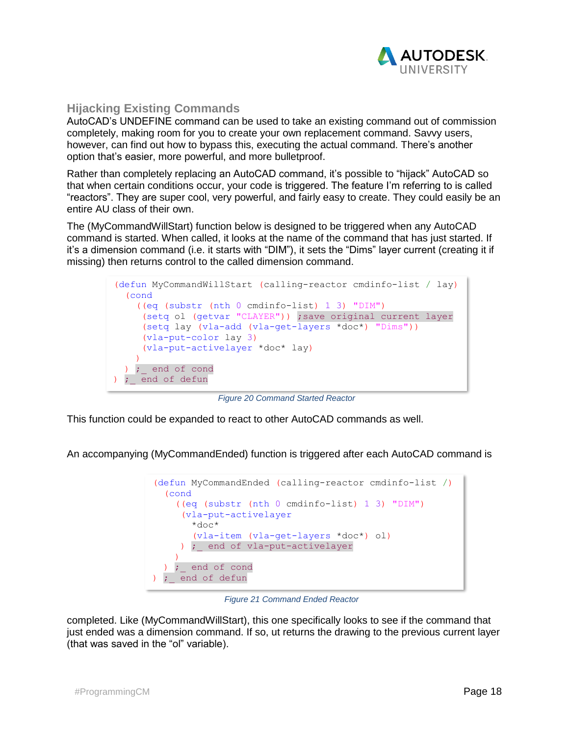## Hijacking Existing Commands

AutoCAD's UNDEFINE command can be used to take an existing command out of commission completely, making room for you to create your own replacement command. Savvy users, however, can find out how to bypass this, executing the actual command. There's another option that's easier, more powerful, and more bulletproof.

Rather than completely replacing an AutoCAD command, it's possible to "hijack" AutoCAD so that when certain conditions occur, your code is triggered. The feature I'm referring to is called "reactors". They are super cool, very powerful, and fairly easy to create. They could easily be an entire AU class of their own.

The (MyCommandWillStart) function below is designed to be triggered when any AutoCAD command is started. When called, it looks at the name of the command that has just started. If it's a dimension command (i.e. it starts with "DIM"), it sets the "Dims" layer current (creating it if missing) then returns control to the called dimension command.

```
(defun MyCommandWillStart (calling-reactor cmdinfo-list / lay)
  (cond
    ((eq (substr (nth 0 cmdinfo-list) 1 3) "DIM")
     (setq ol (getvar "CLAYER")) ;save original current layer
     (setq lay (vla-add (vla-get-layers *doc*) "Dims"))
     (vla-put-color lay 3)
     (vla-put-activelayer *doc* lay)
    )
  ) ;_ end of cond
) ;_ end of defun
```

*Figure 20 Command Started Reactor*

This function could be expanded to react to other AutoCAD commands as well.

An accompanying (MyCommandEnded) function is triggered after each AutoCAD command is

```
(defun MyCommandEnded (calling-reactor cmdinfo-list /)
  (cond
    ((eq (substr (nth 0 cmdinfo-list) 1 3) "DIM")
     (vla-put-activelayer
       *doc*
       (vla-item (vla-get-layers *doc*) ol)
     ) ;_ end of vla-put-activelayer
    )
  ) ;_ end of cond
) ;_ end of defun
```

*Figure 21 Command Ended Reactor*

completed. Like (MyCommandWillStart), this one specifically looks to see if the command that just ended was a dimension command. If so, ut returns the drawing to the previous current layer (that was saved in the "ol" variable).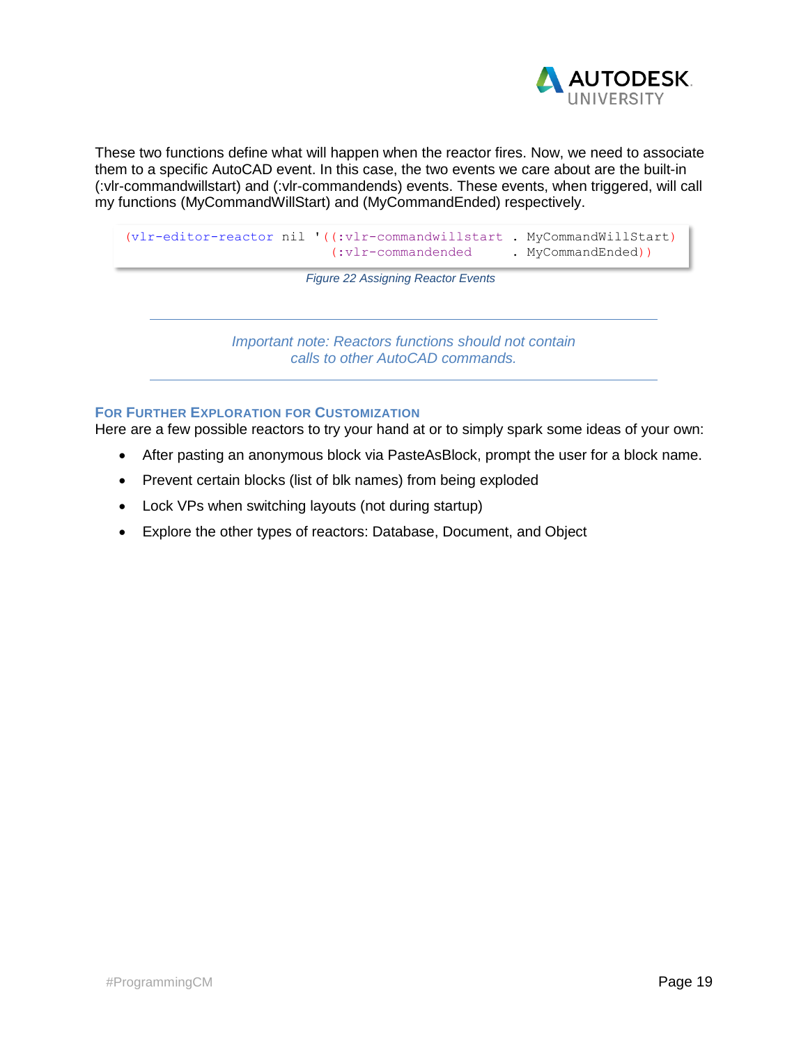These two functions define what will happen when the reactor fires. Now, we need to associate them to a specific AutoCAD event. In this case, the two events we care about are the built-in (:vlr-commandwillstart) and (:vlr-commandends) events. These events, when triggered, will call my functions (MyCommandWillStart) and (MyCommandEnded) respectively.

```
(vlr-editor-reactor nil '((:vlr-commandwillstart . MyCommandWillStart)
                          (:vlr-commandended     . MyCommandEnded))
```

*Figure 22 Assigning Reactor Events*

---

*Important note: Reactors functions should not contain calls to other AutoCAD commands.*

---

### For Further Exploration for Customization

Here are a few possible reactors to try your hand at or to simply spark some ideas of your own:

- After pasting an anonymous block via PasteAsBlock, prompt the user for a block name.
- Prevent certain blocks (list of blk names) from being exploded
- Lock VPs when switching layouts (not during startup)
- Explore the other types of reactors: Database, Document, and Object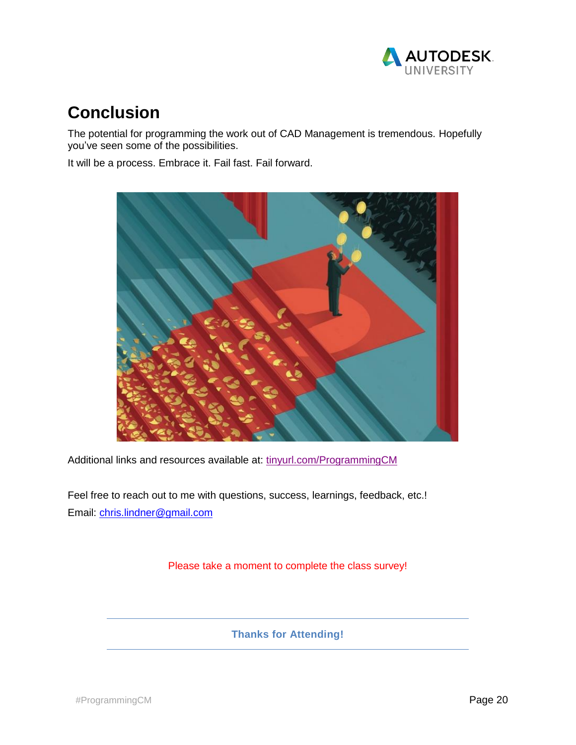## Conclusion

The potential for programming the work out of CAD Management is tremendous. Hopefully you've seen some of the possibilities.

It will be a process. Embrace it. Fail fast. Fail forward.

Additional links and resources available at: [tinyurl.com/ProgrammingCM](tinyurl.com/ProgrammingCM)

Feel free to reach out to me with questions, success, learnings, feedback, etc.!

Email: [chris.lindner@gmail.com](mailto:chris.lindner@gmail.com)

Please take a moment to complete the class survey!

---

**Thanks for Attending!**

---